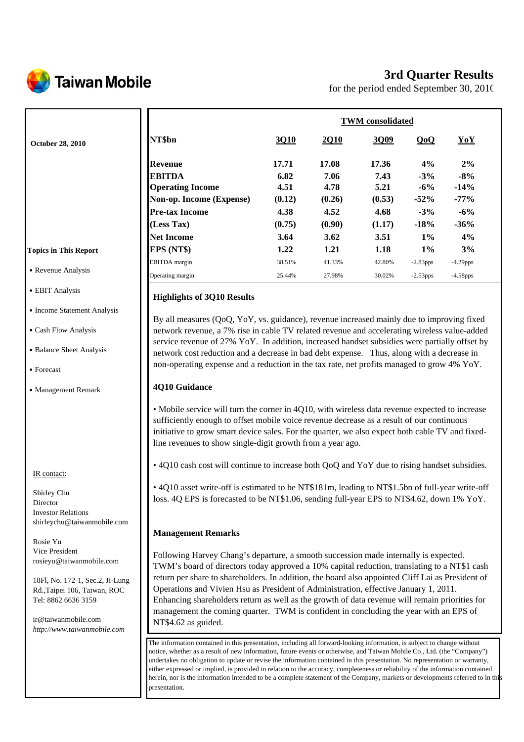Taiwan Mobile

# 3rd Quarter Results

for the period ended September 30, 2010

**October 28, 2010**

| | TWM consolidated | | | | |
|---|---|---|---|---|---|
| **NT$bn** | **3Q10** | **2Q10** | **3Q09** | **QoQ** | **YoY** |
| **Revenue** | **17.71** | **17.08** | **17.36** | **4%** | **2%** |
| **EBITDA** | **6.82** | **7.06** | **7.43** | **-3%** | **-8%** |
| **Operating Income** | **4.51** | **4.78** | **5.21** | **-6%** | **-14%** |
| **Non-op. Income (Expense)** | **(0.12)** | **(0.26)** | **(0.53)** | **-52%** | **-77%** |
| **Pre-tax Income** | **4.38** | **4.52** | **4.68** | **-3%** | **-6%** |
| **(Less Tax)** | **(0.75)** | **(0.90)** | **(1.17)** | **-18%** | **-36%** |
| **Net Income** | **3.64** | **3.62** | **3.51** | **1%** | **4%** |
| **EPS (NT$)** | **1.22** | **1.21** | **1.18** | **1%** | **3%** |
| EBITDA margin | 38.51% | 41.33% | 42.80% | -2.83pps | -4.29pps |
| Operating margin | 25.44% | 27.98% | 30.02% | -2.53pps | -4.58pps |

**Topics in This Report**

- Revenue Analysis
- EBIT Analysis
- Income Statement Analysis
- Cash Flow Analysis
- Balance Sheet Analysis
- Forecast
- Management Remark

### Highlights of 3Q10 Results

By all measures (QoQ, YoY, vs. guidance), revenue increased mainly due to improving fixed network revenue, a 7% rise in cable TV related revenue and accelerating wireless value-added service revenue of 27% YoY. In addition, increased handset subsidies were partially offset by network cost reduction and a decrease in bad debt expense. Thus, along with a decrease in non-operating expense and a reduction in the tax rate, net profits managed to grow 4% YoY.

### 4Q10 Guidance

- Mobile service will turn the corner in 4Q10, with wireless data revenue expected to increase sufficiently enough to offset mobile voice revenue decrease as a result of our continuous initiative to grow smart device sales. For the quarter, we also expect both cable TV and fixed-line revenues to show single-digit growth from a year ago.
- 4Q10 cash cost will continue to increase both QoQ and YoY due to rising handset subsidies.
- 4Q10 asset write-off is estimated to be NT$181m, leading to NT$1.5bn of full-year write-off loss. 4Q EPS is forecasted to be NT$1.06, sending full-year EPS to NT$4.62, down 1% YoY.

### Management Remarks

Following Harvey Chang's departure, a smooth succession made internally is expected. TWM's board of directors today approved a 10% capital reduction, translating to a NT$1 cash return per share to shareholders. In addition, the board also appointed Cliff Lai as President of Operations and Vivien Hsu as President of Administration, effective January 1, 2011. Enhancing shareholders return as well as the growth of data revenue will remain priorities for management the coming quarter. TWM is confident in concluding the year with an EPS of NT$4.62 as guided.

IR contact:

Shirley Chu
Director
Investor Relations
shirleychu@taiwanmobile.com

Rosie Yu
Vice President
rosieyu@taiwanmobile.com

18Fl, No. 172-1, Sec.2, Ji-Lung Rd.,Taipei 106, Taiwan, ROC
Tel: 8862 6636 3159

ir@taiwanmobile.com
*http://www.taiwanmobile.com*

The information contained in this presentation, including all forward-looking information, is subject to change without notice, whether as a result of new information, future events or otherwise, and Taiwan Mobile Co., Ltd. (the "Company") undertakes no obligation to update or revise the information contained in this presentation. No representation or warranty, either expressed or implied, is provided in relation to the accuracy, completeness or reliability of the information contained herein, nor is the information intended to be a complete statement of the Company, markets or developments referred to in this presentation.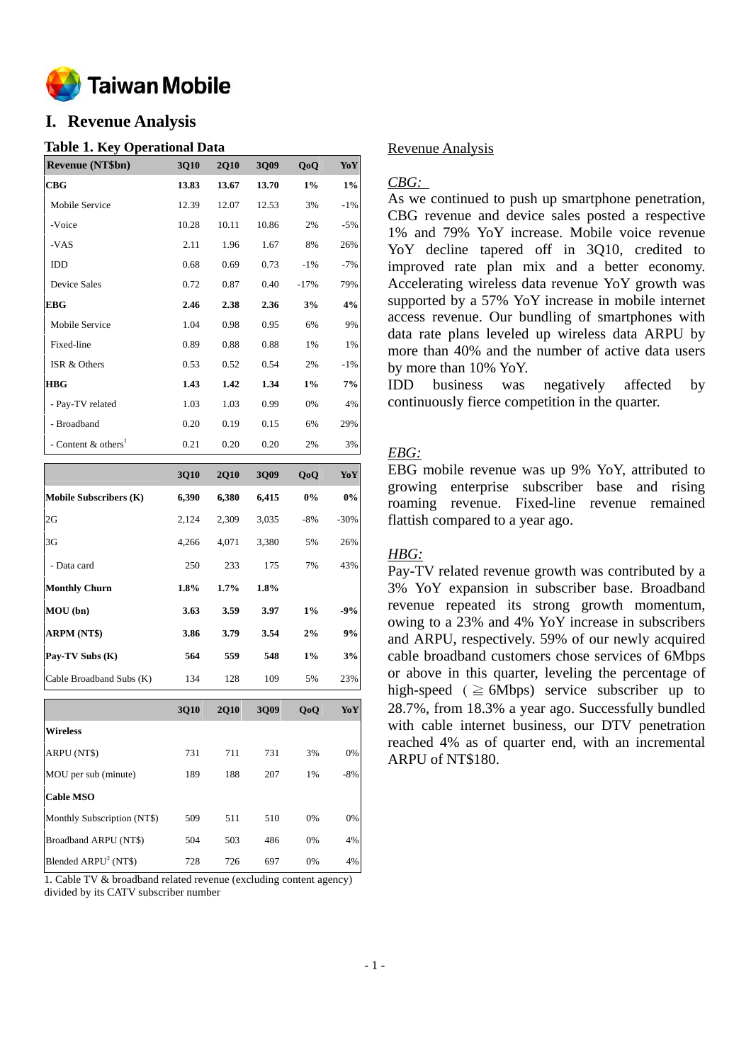# I. Revenue Analysis

### Table 1. Key Operational Data

| Revenue (NT$bn) | 3Q10 | 2Q10 | 3Q09 | QoQ | YoY |
|---|---|---|---|---|---|
| **CBG** | **13.83** | **13.67** | **13.70** | **1%** | **1%** |
| Mobile Service | 12.39 | 12.07 | 12.53 | 3% | -1% |
| -Voice | 10.28 | 10.11 | 10.86 | 2% | -5% |
| -VAS | 2.11 | 1.96 | 1.67 | 8% | 26% |
| IDD | 0.68 | 0.69 | 0.73 | -1% | -7% |
| Device Sales | 0.72 | 0.87 | 0.40 | -17% | 79% |
| **EBG** | **2.46** | **2.38** | **2.36** | **3%** | **4%** |
| Mobile Service | 1.04 | 0.98 | 0.95 | 6% | 9% |
| Fixed-line | 0.89 | 0.88 | 0.88 | 1% | 1% |
| ISR & Others | 0.53 | 0.52 | 0.54 | 2% | -1% |
| **HBG** | **1.43** | **1.42** | **1.34** | **1%** | **7%** |
| - Pay-TV related | 1.03 | 1.03 | 0.99 | 0% | 4% |
| - Broadband | 0.20 | 0.19 | 0.15 | 6% | 29% |
| - Content & others[1] | 0.21 | 0.20 | 0.20 | 2% | 3% |

| | 3Q10 | 2Q10 | 3Q09 | QoQ | YoY |
|---|---|---|---|---|---|
| **Mobile Subscribers (K)** | **6,390** | **6,380** | **6,415** | **0%** | **0%** |
| 2G | 2,124 | 2,309 | 3,035 | -8% | -30% |
| 3G | 4,266 | 4,071 | 3,380 | 5% | 26% |
| - Data card | 250 | 233 | 175 | 7% | 43% |
| **Monthly Churn** | **1.8%** | **1.7%** | **1.8%** | | |
| **MOU (bn)** | **3.63** | **3.59** | **3.97** | **1%** | **-9%** |
| **ARPM (NT$)** | **3.86** | **3.79** | **3.54** | **2%** | **9%** |
| **Pay-TV Subs (K)** | **564** | **559** | **548** | **1%** | **3%** |
| Cable Broadband Subs (K) | 134 | 128 | 109 | 5% | 23% |

| | 3Q10 | 2Q10 | 3Q09 | QoQ | YoY |
|---|---|---|---|---|---|
| **Wireless** | | | | | |
| ARPU (NT$) | 731 | 711 | 731 | 3% | 0% |
| MOU per sub (minute) | 189 | 188 | 207 | 1% | -8% |
| **Cable MSO** | | | | | |
| Monthly Subscription (NT$) | 509 | 511 | 510 | 0% | 0% |
| Broadband ARPU (NT$) | 504 | 503 | 486 | 0% | 4% |
| Blended ARPU[2] (NT$) | 728 | 726 | 697 | 0% | 4% |

1. Cable TV & broadband related revenue (excluding content agency) divided by its CATV subscriber number

## Revenue Analysis

*CBG:*

As we continued to push up smartphone penetration, CBG revenue and device sales posted a respective 1% and 79% YoY increase. Mobile voice revenue YoY decline tapered off in 3Q10, credited to improved rate plan mix and a better economy. Accelerating wireless data revenue YoY growth was supported by a 57% YoY increase in mobile internet access revenue. Our bundling of smartphones with data rate plans leveled up wireless data ARPU by more than 40% and the number of active data users by more than 10% YoY.

IDD business was negatively affected by continuously fierce competition in the quarter.

*EBG:*

EBG mobile revenue was up 9% YoY, attributed to growing enterprise subscriber base and rising roaming revenue. Fixed-line revenue remained flattish compared to a year ago.

*HBG:*

Pay-TV related revenue growth was contributed by a 3% YoY expansion in subscriber base. Broadband revenue repeated its strong growth momentum, owing to a 23% and 4% YoY increase in subscribers and ARPU, respectively. 59% of our newly acquired cable broadband customers chose services of 6Mbps or above in this quarter, leveling the percentage of high-speed ($\geqq$ 6Mbps) service subscriber up to 28.7%, from 18.3% a year ago. Successfully bundled with cable internet business, our DTV penetration reached 4% as of quarter end, with an incremental ARPU of NT$180.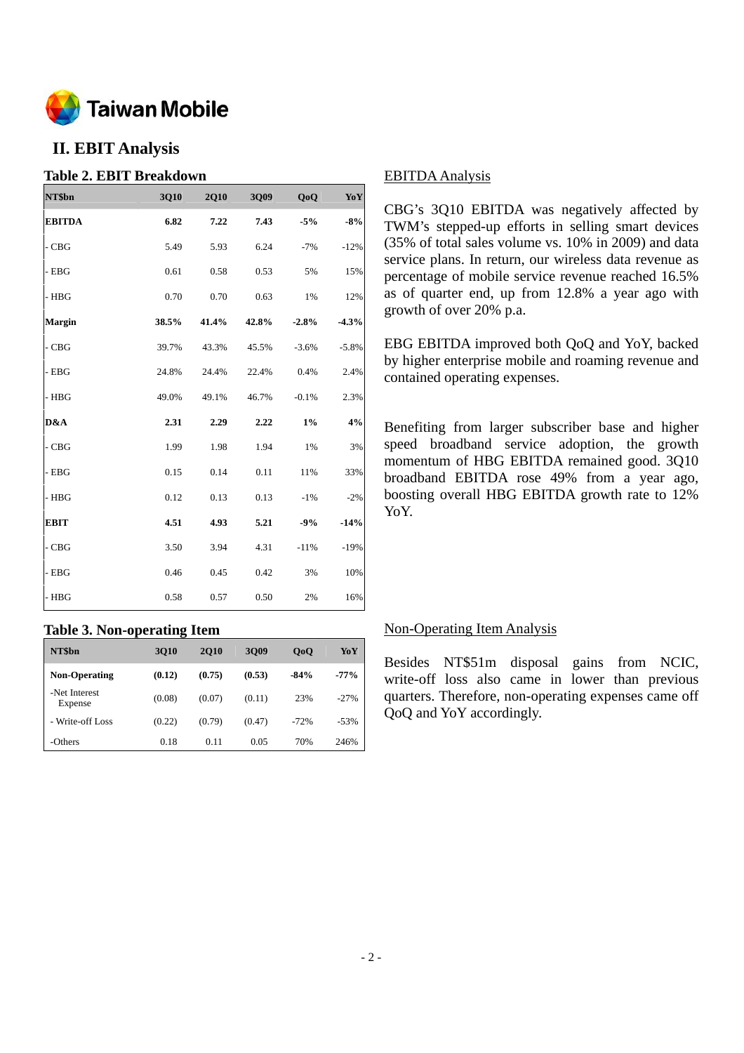## II. EBIT Analysis

### Table 2. EBIT Breakdown

| NT$bn | 3Q10 | 2Q10 | 3Q09 | QoQ | YoY |
|---|---|---|---|---|---|
| **EBITDA** | **6.82** | **7.22** | **7.43** | **-5%** | **-8%** |
| - CBG | 5.49 | 5.93 | 6.24 | -7% | -12% |
| - EBG | 0.61 | 0.58 | 0.53 | 5% | 15% |
| - HBG | 0.70 | 0.70 | 0.63 | 1% | 12% |
| **Margin** | **38.5%** | **41.4%** | **42.8%** | **-2.8%** | **-4.3%** |
| - CBG | 39.7% | 43.3% | 45.5% | -3.6% | -5.8% |
| - EBG | 24.8% | 24.4% | 22.4% | 0.4% | 2.4% |
| - HBG | 49.0% | 49.1% | 46.7% | -0.1% | 2.3% |
| **D&A** | **2.31** | **2.29** | **2.22** | **1%** | **4%** |
| - CBG | 1.99 | 1.98 | 1.94 | 1% | 3% |
| - EBG | 0.15 | 0.14 | 0.11 | 11% | 33% |
| - HBG | 0.12 | 0.13 | 0.13 | -1% | -2% |
| **EBIT** | **4.51** | **4.93** | **5.21** | **-9%** | **-14%** |
| - CBG | 3.50 | 3.94 | 4.31 | -11% | -19% |
| - EBG | 0.46 | 0.45 | 0.42 | 3% | 10% |
| - HBG | 0.58 | 0.57 | 0.50 | 2% | 16% |

EBITDA Analysis

CBG's 3Q10 EBITDA was negatively affected by TWM's stepped-up efforts in selling smart devices (35% of total sales volume vs. 10% in 2009) and data service plans. In return, our wireless data revenue as percentage of mobile service revenue reached 16.5% as of quarter end, up from 12.8% a year ago with growth of over 20% p.a.

EBG EBITDA improved both QoQ and YoY, backed by higher enterprise mobile and roaming revenue and contained operating expenses.

Benefiting from larger subscriber base and higher speed broadband service adoption, the growth momentum of HBG EBITDA remained good. 3Q10 broadband EBITDA rose 49% from a year ago, boosting overall HBG EBITDA growth rate to 12% YoY.

### Table 3. Non-operating Item

| NT$bn | 3Q10 | 2Q10 | 3Q09 | QoQ | YoY |
|---|---|---|---|---|---|
| **Non-Operating** | **(0.12)** | **(0.75)** | **(0.53)** | **-84%** | **-77%** |
| -Net Interest Expense | (0.08) | (0.07) | (0.11) | 23% | -27% |
| - Write-off Loss | (0.22) | (0.79) | (0.47) | -72% | -53% |
| -Others | 0.18 | 0.11 | 0.05 | 70% | 246% |

Non-Operating Item Analysis

Besides NT$51m disposal gains from NCIC, write-off loss also came in lower than previous quarters. Therefore, non-operating expenses came off QoQ and YoY accordingly.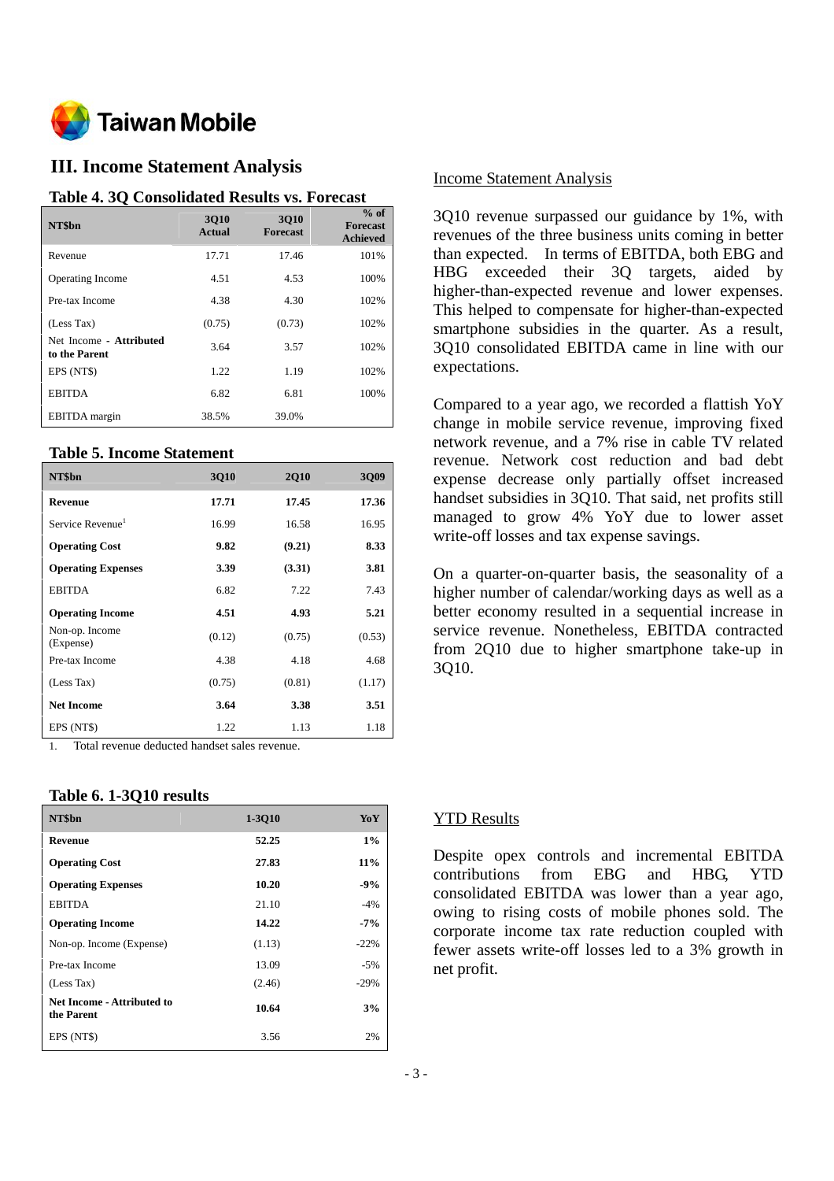## III. Income Statement Analysis

### Table 4. 3Q Consolidated Results vs. Forecast

| NT$bn | 3Q10 Actual | 3Q10 Forecast | % of Forecast Achieved |
|---|---|---|---|
| Revenue | 17.71 | 17.46 | 101% |
| Operating Income | 4.51 | 4.53 | 100% |
| Pre-tax Income | 4.38 | 4.30 | 102% |
| (Less Tax) | (0.75) | (0.73) | 102% |
| Net Income - **Attributed to the Parent** | 3.64 | 3.57 | 102% |
| EPS (NT$) | 1.22 | 1.19 | 102% |
| EBITDA | 6.82 | 6.81 | 100% |
| EBITDA margin | 38.5% | 39.0% | |

### Table 5. Income Statement

| NT$bn | 3Q10 | 2Q10 | 3Q09 |
|---|---|---|---|
| **Revenue** | **17.71** | **17.45** | **17.36** |
| Service Revenue[1] | 16.99 | 16.58 | 16.95 |
| **Operating Cost** | **9.82** | **(9.21)** | **8.33** |
| **Operating Expenses** | **3.39** | **(3.31)** | **3.81** |
| EBITDA | 6.82 | 7.22 | 7.43 |
| **Operating Income** | **4.51** | **4.93** | **5.21** |
| Non-op. Income (Expense) | (0.12) | (0.75) | (0.53) |
| Pre-tax Income | 4.38 | 4.18 | 4.68 |
| (Less Tax) | (0.75) | (0.81) | (1.17) |
| **Net Income** | **3.64** | **3.38** | **3.51** |
| EPS (NT$) | 1.22 | 1.13 | 1.18 |

1. Total revenue deducted handset sales revenue.

Income Statement Analysis

3Q10 revenue surpassed our guidance by 1%, with revenues of the three business units coming in better than expected. In terms of EBITDA, both EBG and HBG exceeded their 3Q targets, aided by higher-than-expected revenue and lower expenses. This helped to compensate for higher-than-expected smartphone subsidies in the quarter. As a result, 3Q10 consolidated EBITDA came in line with our expectations.

Compared to a year ago, we recorded a flattish YoY change in mobile service revenue, improving fixed network revenue, and a 7% rise in cable TV related revenue. Network cost reduction and bad debt expense decrease only partially offset increased handset subsidies in 3Q10. That said, net profits still managed to grow 4% YoY due to lower asset write-off losses and tax expense savings.

On a quarter-on-quarter basis, the seasonality of a higher number of calendar/working days as well as a better economy resulted in a sequential increase in service revenue. Nonetheless, EBITDA contracted from 2Q10 due to higher smartphone take-up in 3Q10.

### Table 6. 1-3Q10 results

| NT$bn | 1-3Q10 | YoY |
|---|---|---|
| **Revenue** | **52.25** | **1%** |
| **Operating Cost** | **27.83** | **11%** |
| **Operating Expenses** | **10.20** | **-9%** |
| EBITDA | 21.10 | -4% |
| **Operating Income** | **14.22** | **-7%** |
| Non-op. Income (Expense) | (1.13) | -22% |
| Pre-tax Income | 13.09 | -5% |
| (Less Tax) | (2.46) | -29% |
| **Net Income - Attributed to the Parent** | **10.64** | **3%** |
| EPS (NT$) | 3.56 | 2% |

YTD Results

Despite opex controls and incremental EBITDA contributions from EBG and HBG, YTD consolidated EBITDA was lower than a year ago, owing to rising costs of mobile phones sold. The corporate income tax rate reduction coupled with fewer assets write-off losses led to a 3% growth in net profit.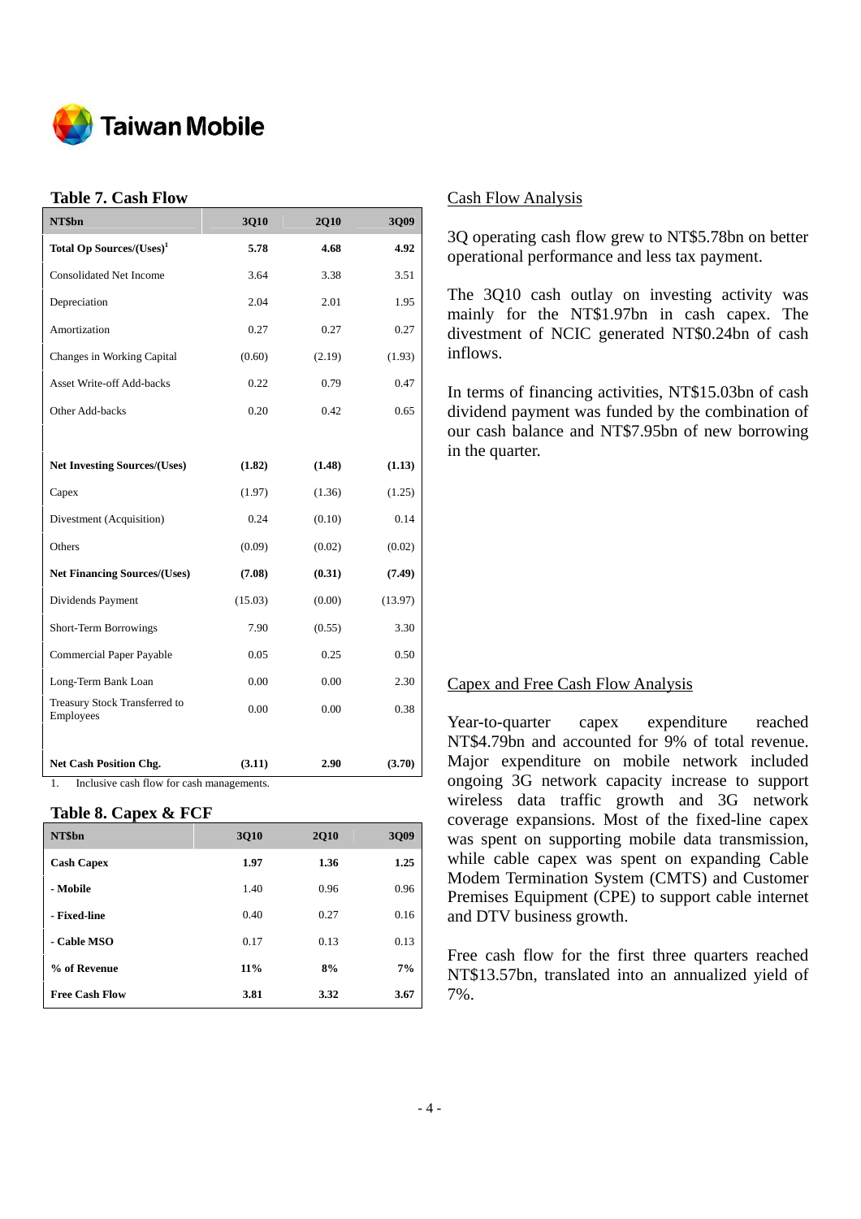### Table 7. Cash Flow

| NT$bn | 3Q10 | 2Q10 | 3Q09 |
|---|---|---|---|
| **Total Op Sources/(Uses)[1]** | **5.78** | **4.68** | **4.92** |
| Consolidated Net Income | 3.64 | 3.38 | 3.51 |
| Depreciation | 2.04 | 2.01 | 1.95 |
| Amortization | 0.27 | 0.27 | 0.27 |
| Changes in Working Capital | (0.60) | (2.19) | (1.93) |
| Asset Write-off Add-backs | 0.22 | 0.79 | 0.47 |
| Other Add-backs | 0.20 | 0.42 | 0.65 |
| | | | |
| **Net Investing Sources/(Uses)** | **(1.82)** | **(1.48)** | **(1.13)** |
| Capex | (1.97) | (1.36) | (1.25) |
| Divestment (Acquisition) | 0.24 | (0.10) | 0.14 |
| Others | (0.09) | (0.02) | (0.02) |
| **Net Financing Sources/(Uses)** | **(7.08)** | **(0.31)** | **(7.49)** |
| Dividends Payment | (15.03) | (0.00) | (13.97) |
| Short-Term Borrowings | 7.90 | (0.55) | 3.30 |
| Commercial Paper Payable | 0.05 | 0.25 | 0.50 |
| Long-Term Bank Loan | 0.00 | 0.00 | 2.30 |
| Treasury Stock Transferred to Employees | 0.00 | 0.00 | 0.38 |
| | | | |
| **Net Cash Position Chg.** | **(3.11)** | **2.90** | **(3.70)** |

1. Inclusive cash flow for cash managements.

### Table 8. Capex & FCF

| NT$bn | 3Q10 | 2Q10 | 3Q09 |
|---|---|---|---|
| **Cash Capex** | **1.97** | **1.36** | **1.25** |
| **- Mobile** | 1.40 | 0.96 | 0.96 |
| **- Fixed-line** | 0.40 | 0.27 | 0.16 |
| **- Cable MSO** | 0.17 | 0.13 | 0.13 |
| **% of Revenue** | **11%** | **8%** | **7%** |
| **Free Cash Flow** | **3.81** | **3.32** | **3.67** |

## Cash Flow Analysis

3Q operating cash flow grew to NT$5.78bn on better operational performance and less tax payment.

The 3Q10 cash outlay on investing activity was mainly for the NT$1.97bn in cash capex. The divestment of NCIC generated NT$0.24bn of cash inflows.

In terms of financing activities, NT$15.03bn of cash dividend payment was funded by the combination of our cash balance and NT$7.95bn of new borrowing in the quarter.

## Capex and Free Cash Flow Analysis

Year-to-quarter capex expenditure reached NT$4.79bn and accounted for 9% of total revenue. Major expenditure on mobile network included ongoing 3G network capacity increase to support wireless data traffic growth and 3G network coverage expansions. Most of the fixed-line capex was spent on supporting mobile data transmission, while cable capex was spent on expanding Cable Modem Termination System (CMTS) and Customer Premises Equipment (CPE) to support cable internet and DTV business growth.

Free cash flow for the first three quarters reached NT$13.57bn, translated into an annualized yield of 7%.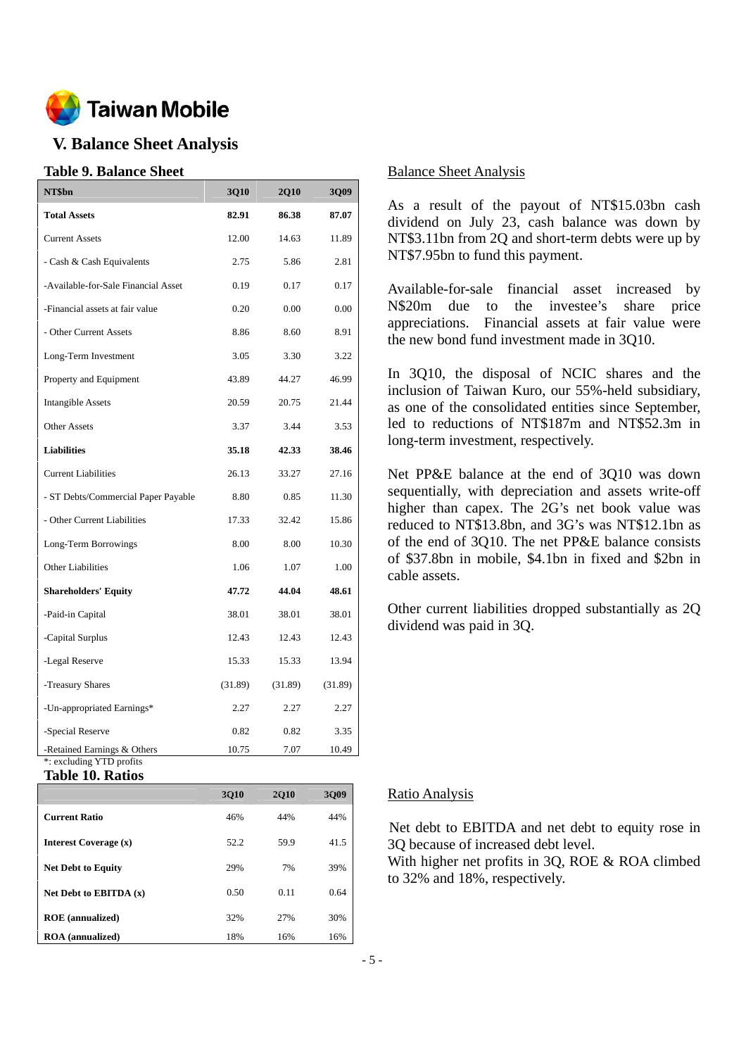Taiwan Mobile

## V. Balance Sheet Analysis

### Table 9. Balance Sheet

| NT$bn | 3Q10 | 2Q10 | 3Q09 |
|---|---|---|---|
| **Total Assets** | **82.91** | **86.38** | **87.07** |
| Current Assets | 12.00 | 14.63 | 11.89 |
| - Cash & Cash Equivalents | 2.75 | 5.86 | 2.81 |
| -Available-for-Sale Financial Asset | 0.19 | 0.17 | 0.17 |
| -Financial assets at fair value | 0.20 | 0.00 | 0.00 |
| - Other Current Assets | 8.86 | 8.60 | 8.91 |
| Long-Term Investment | 3.05 | 3.30 | 3.22 |
| Property and Equipment | 43.89 | 44.27 | 46.99 |
| Intangible Assets | 20.59 | 20.75 | 21.44 |
| Other Assets | 3.37 | 3.44 | 3.53 |
| **Liabilities** | **35.18** | **42.33** | **38.46** |
| Current Liabilities | 26.13 | 33.27 | 27.16 |
| - ST Debts/Commercial Paper Payable | 8.80 | 0.85 | 11.30 |
| - Other Current Liabilities | 17.33 | 32.42 | 15.86 |
| Long-Term Borrowings | 8.00 | 8.00 | 10.30 |
| Other Liabilities | 1.06 | 1.07 | 1.00 |
| **Shareholders' Equity** | **47.72** | **44.04** | **48.61** |
| -Paid-in Capital | 38.01 | 38.01 | 38.01 |
| -Capital Surplus | 12.43 | 12.43 | 12.43 |
| -Legal Reserve | 15.33 | 15.33 | 13.94 |
| -Treasury Shares | (31.89) | (31.89) | (31.89) |
| -Un-appropriated Earnings* | 2.27 | 2.27 | 2.27 |
| -Special Reserve | 0.82 | 0.82 | 3.35 |
| -Retained Earnings & Others | 10.75 | 7.07 | 10.49 |

*: excluding YTD profits

#### Balance Sheet Analysis

As a result of the payout of NT$15.03bn cash dividend on July 23, cash balance was down by NT$3.11bn from 2Q and short-term debts were up by NT$7.95bn to fund this payment.

Available-for-sale financial asset increased by N$20m due to the investee's share price appreciations. Financial assets at fair value were the new bond fund investment made in 3Q10.

In 3Q10, the disposal of NCIC shares and the inclusion of Taiwan Kuro, our 55%-held subsidiary, as one of the consolidated entities since September, led to reductions of NT$187m and NT$52.3m in long-term investment, respectively.

Net PP&E balance at the end of 3Q10 was down sequentially, with depreciation and assets write-off higher than capex. The 2G's net book value was reduced to NT$13.8bn, and 3G's was NT$12.1bn as of the end of 3Q10. The net PP&E balance consists of $37.8bn in mobile, $4.1bn in fixed and $2bn in cable assets.

Other current liabilities dropped substantially as 2Q dividend was paid in 3Q.

### Table 10. Ratios

| | 3Q10 | 2Q10 | 3Q09 |
|---|---|---|---|
| **Current Ratio** | 46% | 44% | 44% |
| **Interest Coverage (x)** | 52.2 | 59.9 | 41.5 |
| **Net Debt to Equity** | 29% | 7% | 39% |
| **Net Debt to EBITDA (x)** | 0.50 | 0.11 | 0.64 |
| **ROE (annualized)** | 32% | 27% | 30% |
| **ROA (annualized)** | 18% | 16% | 16% |

#### Ratio Analysis

Net debt to EBITDA and net debt to equity rose in 3Q because of increased debt level.

With higher net profits in 3Q, ROE & ROA climbed to 32% and 18%, respectively.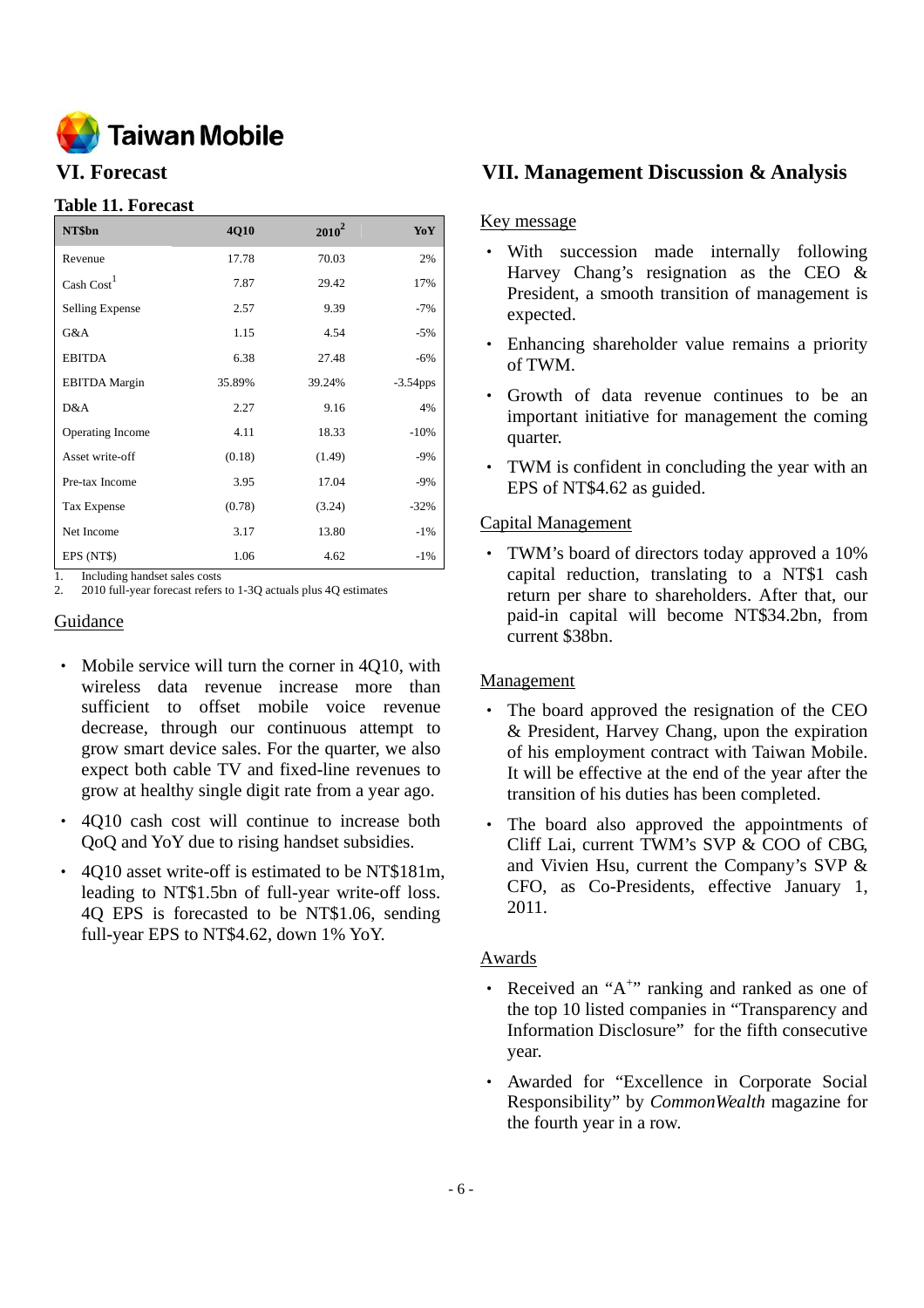## VI. Forecast

### Table 11. Forecast

| NT$bn | 4Q10 | 2010[2] | YoY |
|---|---|---|---|
| Revenue | 17.78 | 70.03 | 2% |
| Cash Cost[1] | 7.87 | 29.42 | 17% |
| Selling Expense | 2.57 | 9.39 | -7% |
| G&A | 1.15 | 4.54 | -5% |
| EBITDA | 6.38 | 27.48 | -6% |
| EBITDA Margin | 35.89% | 39.24% | -3.54pps |
| D&A | 2.27 | 9.16 | 4% |
| Operating Income | 4.11 | 18.33 | -10% |
| Asset write-off | (0.18) | (1.49) | -9% |
| Pre-tax Income | 3.95 | 17.04 | -9% |
| Tax Expense | (0.78) | (3.24) | -32% |
| Net Income | 3.17 | 13.80 | -1% |
| EPS (NT$) | 1.06 | 4.62 | -1% |

1. Including handset sales costs
2. 2010 full-year forecast refers to 1-3Q actuals plus 4Q estimates

### Guidance

- Mobile service will turn the corner in 4Q10, with wireless data revenue increase more than sufficient to offset mobile voice revenue decrease, through our continuous attempt to grow smart device sales. For the quarter, we also expect both cable TV and fixed-line revenues to grow at healthy single digit rate from a year ago.
- 4Q10 cash cost will continue to increase both QoQ and YoY due to rising handset subsidies.
- 4Q10 asset write-off is estimated to be NT$181m, leading to NT$1.5bn of full-year write-off loss. 4Q EPS is forecasted to be NT$1.06, sending full-year EPS to NT$4.62, down 1% YoY.

## VII. Management Discussion & Analysis

### Key message

- With succession made internally following Harvey Chang's resignation as the CEO & President, a smooth transition of management is expected.
- Enhancing shareholder value remains a priority of TWM.
- Growth of data revenue continues to be an important initiative for management the coming quarter.
- TWM is confident in concluding the year with an EPS of NT$4.62 as guided.

### Capital Management

- TWM's board of directors today approved a 10% capital reduction, translating to a NT$1 cash return per share to shareholders. After that, our paid-in capital will become NT$34.2bn, from current $38bn.

### Management

- The board approved the resignation of the CEO & President, Harvey Chang, upon the expiration of his employment contract with Taiwan Mobile. It will be effective at the end of the year after the transition of his duties has been completed.
- The board also approved the appointments of Cliff Lai, current TWM's SVP & COO of CBG, and Vivien Hsu, current the Company's SVP & CFO, as Co-Presidents, effective January 1, 2011.

### Awards

- Received an "A+" ranking and ranked as one of the top 10 listed companies in "Transparency and Information Disclosure" for the fifth consecutive year.
- Awarded for "Excellence in Corporate Social Responsibility" by *CommonWealth* magazine for the fourth year in a row.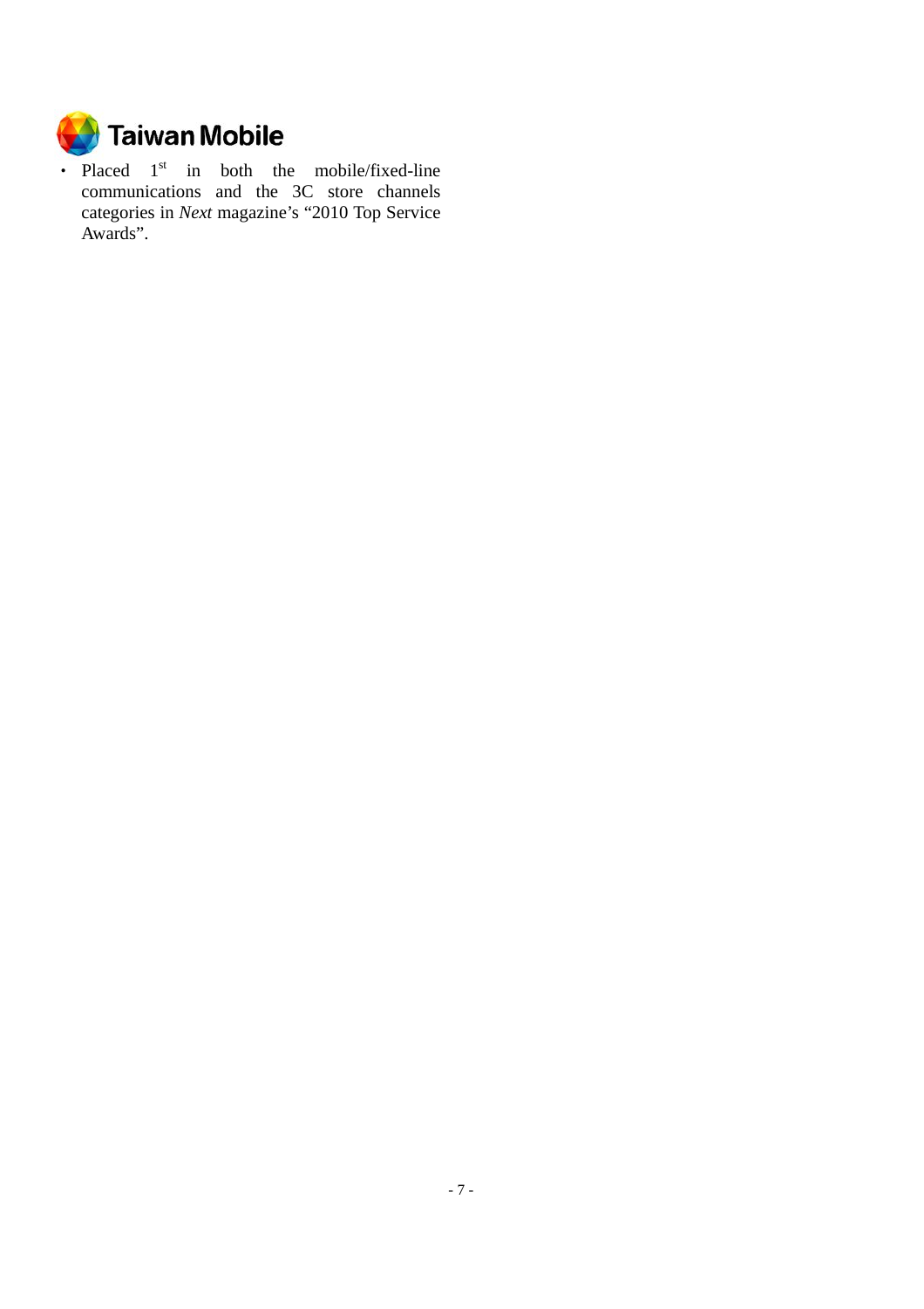- Placed 1st in both the mobile/fixed-line communications and the 3C store channels categories in *Next* magazine's "2010 Top Service Awards".